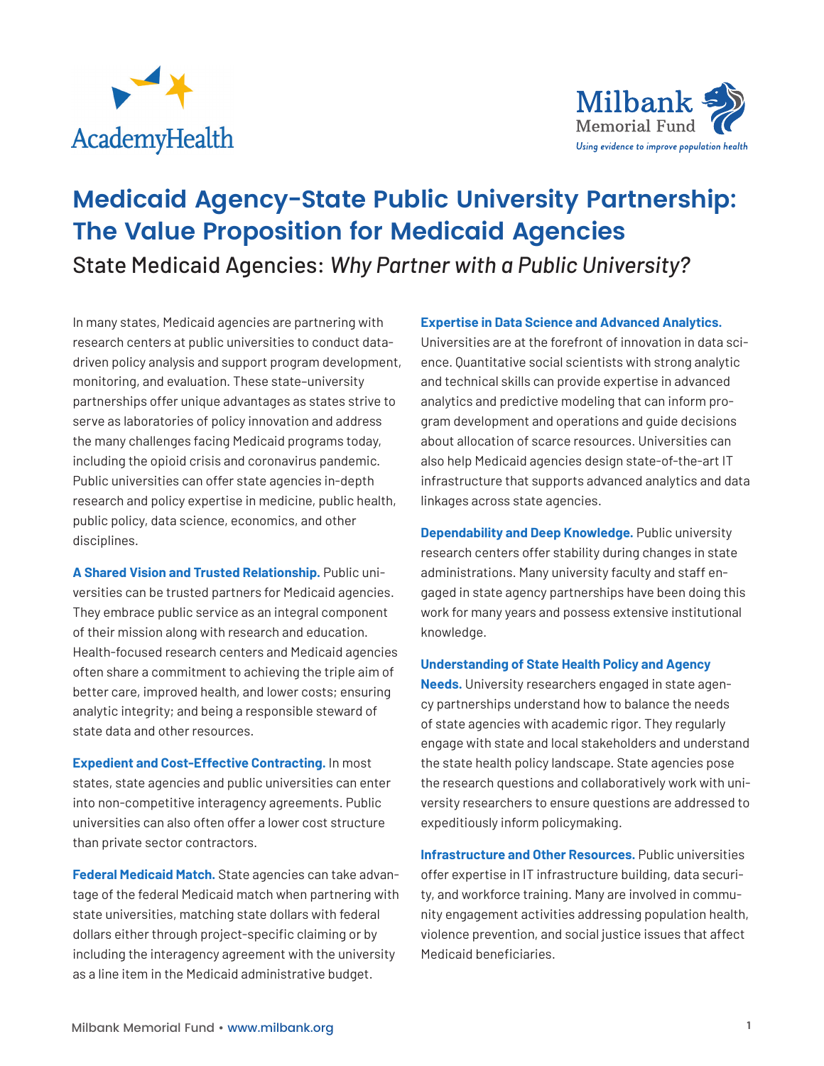# Medicaid Agency-State Public University Partnership: The Value Proposition for Medicaid Agencies

## State Medicaid Agencies: *Why Partner with a Public University?*

In many states, Medicaid agencies are partnering with research centers at public universities to conduct data-driven policy analysis and support program development, monitoring, and evaluation. These state–university partnerships offer unique advantages as states strive to serve as laboratories of policy innovation and address the many challenges facing Medicaid programs today, including the opioid crisis and coronavirus pandemic. Public universities can offer state agencies in-depth research and policy expertise in medicine, public health, public policy, data science, economics, and other disciplines.

**A Shared Vision and Trusted Relationship.** Public universities can be trusted partners for Medicaid agencies. They embrace public service as an integral component of their mission along with research and education. Health-focused research centers and Medicaid agencies often share a commitment to achieving the triple aim of better care, improved health, and lower costs; ensuring analytic integrity; and being a responsible steward of state data and other resources.

**Expedient and Cost-Effective Contracting.** In most states, state agencies and public universities can enter into non-competitive interagency agreements. Public universities can also often offer a lower cost structure than private sector contractors.

**Federal Medicaid Match.** State agencies can take advantage of the federal Medicaid match when partnering with state universities, matching state dollars with federal dollars either through project-specific claiming or by including the interagency agreement with the university as a line item in the Medicaid administrative budget.

**Expertise in Data Science and Advanced Analytics.** Universities are at the forefront of innovation in data science. Quantitative social scientists with strong analytic and technical skills can provide expertise in advanced analytics and predictive modeling that can inform program development and operations and guide decisions about allocation of scarce resources. Universities can also help Medicaid agencies design state-of-the-art IT infrastructure that supports advanced analytics and data linkages across state agencies.

**Dependability and Deep Knowledge.** Public university research centers offer stability during changes in state administrations. Many university faculty and staff engaged in state agency partnerships have been doing this work for many years and possess extensive institutional knowledge.

**Understanding of State Health Policy and Agency Needs.** University researchers engaged in state agency partnerships understand how to balance the needs of state agencies with academic rigor. They regularly engage with state and local stakeholders and understand the state health policy landscape. State agencies pose the research questions and collaboratively work with university researchers to ensure questions are addressed to expeditiously inform policymaking.

**Infrastructure and Other Resources.** Public universities offer expertise in IT infrastructure building, data security, and workforce training. Many are involved in community engagement activities addressing population health, violence prevention, and social justice issues that affect Medicaid beneficiaries.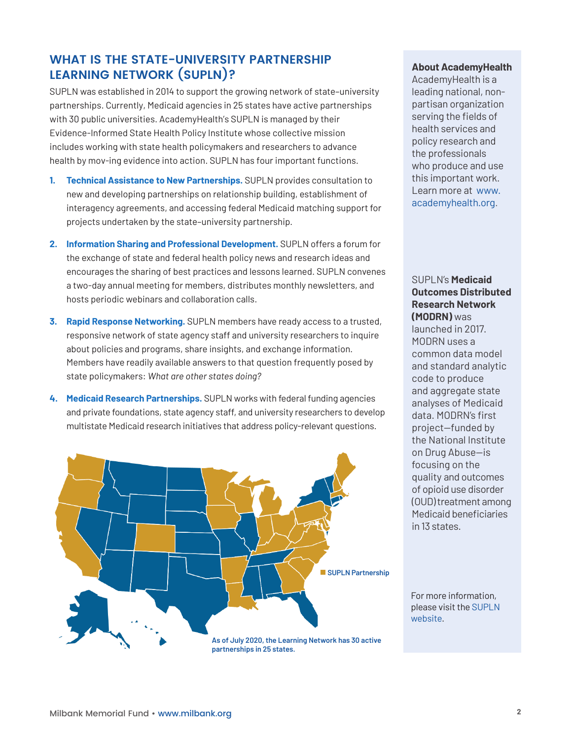## WHAT IS THE STATE-UNIVERSITY PARTNERSHIP LEARNING NETWORK (SUPLN)?

SUPLN was established in 2014 to support the growing network of state-university partnerships. Currently, Medicaid agencies in 25 states have active partnerships with 30 public universities. AcademyHealth's SUPLN is managed by their Evidence-Informed State Health Policy Institute whose collective mission includes working with state health policymakers and researchers to advance health by mov-ing evidence into action. SUPLN has four important functions.

1. **Technical Assistance to New Partnerships.** SUPLN provides consultation to new and developing partnerships on relationship building, establishment of interagency agreements, and accessing federal Medicaid matching support for projects undertaken by the state-university partnership.

2. **Information Sharing and Professional Development.** SUPLN offers a forum for the exchange of state and federal health policy news and research ideas and encourages the sharing of best practices and lessons learned. SUPLN convenes a two-day annual meeting for members, distributes monthly newsletters, and hosts periodic webinars and collaboration calls.

3. **Rapid Response Networking.** SUPLN members have ready access to a trusted, responsive network of state agency staff and university researchers to inquire about policies and programs, share insights, and exchange information. Members have readily available answers to that question frequently posed by state policymakers: *What are other states doing?*

4. **Medicaid Research Partnerships.** SUPLN works with federal funding agencies and private foundations, state agency staff, and university researchers to develop multistate Medicaid research initiatives that address policy-relevant questions.

SUPLN Partnership

As of July 2020, the Learning Network has 30 active partnerships in 25 states.

**About AcademyHealth**
AcademyHealth is a leading national, non-partisan organization serving the fields of health services and policy research and the professionals who produce and use this important work. Learn more at www.academyhealth.org.

SUPLN's **Medicaid Outcomes Distributed Research Network (MODRN)** was launched in 2017. MODRN uses a common data model and standard analytic code to produce and aggregate state analyses of Medicaid data. MODRN's first project—funded by the National Institute on Drug Abuse—is focusing on the quality and outcomes of opioid use disorder (OUD) treatment among Medicaid beneficiaries in 13 states.

For more information, please visit the SUPLN website.